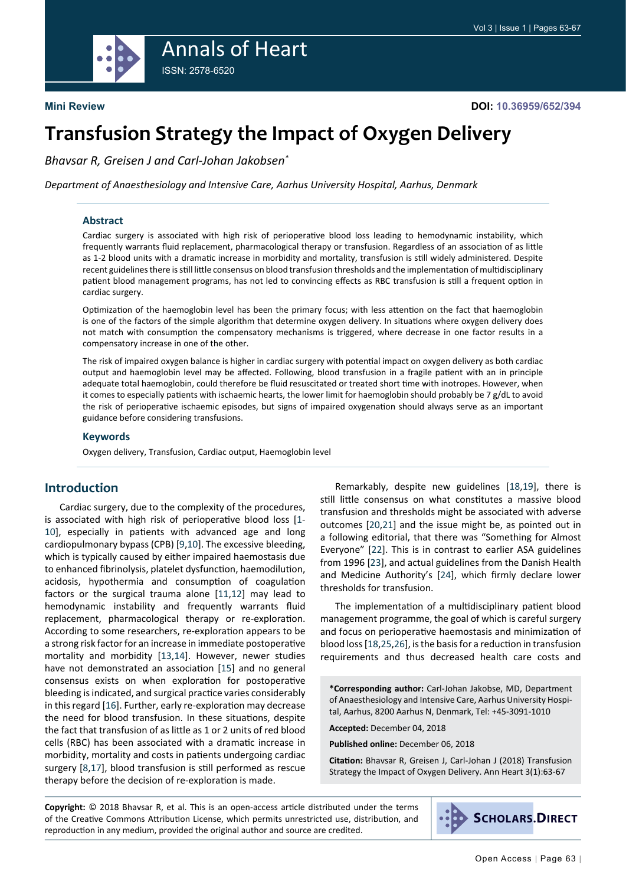Mini Review

DOI: 10.36959/652/394

# Transfusion Strategy the Impact of Oxygen Delivery

*Bhavsar R, Greisen J and Carl-Johan Jakobsen**

*Department of Anaesthesiology and Intensive Care, Aarhus University Hospital, Aarhus, Denmark*

## Abstract

Cardiac surgery is associated with high risk of perioperative blood loss leading to hemodynamic instability, which frequently warrants fluid replacement, pharmacological therapy or transfusion. Regardless of an association of as little as 1-2 blood units with a dramatic increase in morbidity and mortality, transfusion is still widely administered. Despite recent guidelines there is still little consensus on blood transfusion thresholds and the implementation of multidisciplinary patient blood management programs, has not led to convincing effects as RBC transfusion is still a frequent option in cardiac surgery.

Optimization of the haemoglobin level has been the primary focus; with less attention on the fact that haemoglobin is one of the factors of the simple algorithm that determine oxygen delivery. In situations where oxygen delivery does not match with consumption the compensatory mechanisms is triggered, where decrease in one factor results in a compensatory increase in one of the other.

The risk of impaired oxygen balance is higher in cardiac surgery with potential impact on oxygen delivery as both cardiac output and haemoglobin level may be affected. Following, blood transfusion in a fragile patient with an in principle adequate total haemoglobin, could therefore be fluid resuscitated or treated short time with inotropes. However, when it comes to especially patients with ischaemic hearts, the lower limit for haemoglobin should probably be 7 g/dL to avoid the risk of perioperative ischaemic episodes, but signs of impaired oxygenation should always serve as an important guidance before considering transfusions.

### Keywords

Oxygen delivery, Transfusion, Cardiac output, Haemoglobin level

## Introduction

Cardiac surgery, due to the complexity of the procedures, is associated with high risk of perioperative blood loss [1-10], especially in patients with advanced age and long cardiopulmonary bypass (CPB) [9,10]. The excessive bleeding, which is typically caused by either impaired haemostasis due to enhanced fibrinolysis, platelet dysfunction, haemodilution, acidosis, hypothermia and consumption of coagulation factors or the surgical trauma alone [11,12] may lead to hemodynamic instability and frequently warrants fluid replacement, pharmacological therapy or re-exploration. According to some researchers, re-exploration appears to be a strong risk factor for an increase in immediate postoperative mortality and morbidity [13,14]. However, newer studies have not demonstrated an association [15] and no general consensus exists on when exploration for postoperative bleeding is indicated, and surgical practice varies considerably in this regard [16]. Further, early re-exploration may decrease the need for blood transfusion. In these situations, despite the fact that transfusion of as little as 1 or 2 units of red blood cells (RBC) has been associated with a dramatic increase in morbidity, mortality and costs in patients undergoing cardiac surgery [8,17], blood transfusion is still performed as rescue therapy before the decision of re-exploration is made.

Remarkably, despite new guidelines [18,19], there is still little consensus on what constitutes a massive blood transfusion and thresholds might be associated with adverse outcomes [20,21] and the issue might be, as pointed out in a following editorial, that there was "Something for Almost Everyone" [22]. This is in contrast to earlier ASA guidelines from 1996 [23], and actual guidelines from the Danish Health and Medicine Authority's [24], which firmly declare lower thresholds for transfusion.

The implementation of a multidisciplinary patient blood management programme, the goal of which is careful surgery and focus on perioperative haemostasis and minimization of blood loss [18,25,26], is the basis for a reduction in transfusion requirements and thus decreased health care costs and

**\*Corresponding author:** Carl-Johan Jakobse, MD, Department of Anaesthesiology and Intensive Care, Aarhus University Hospital, Aarhus, 8200 Aarhus N, Denmark, Tel: +45-3091-1010

**Accepted:** December 04, 2018

**Published online:** December 06, 2018

**Citation:** Bhavsar R, Greisen J, Carl-Johan J (2018) Transfusion Strategy the Impact of Oxygen Delivery. Ann Heart 3(1):63-67

**Copyright:** © 2018 Bhavsar R, et al. This is an open-access article distributed under the terms of the Creative Commons Attribution License, which permits unrestricted use, distribution, and reproduction in any medium, provided the original author and source are credited.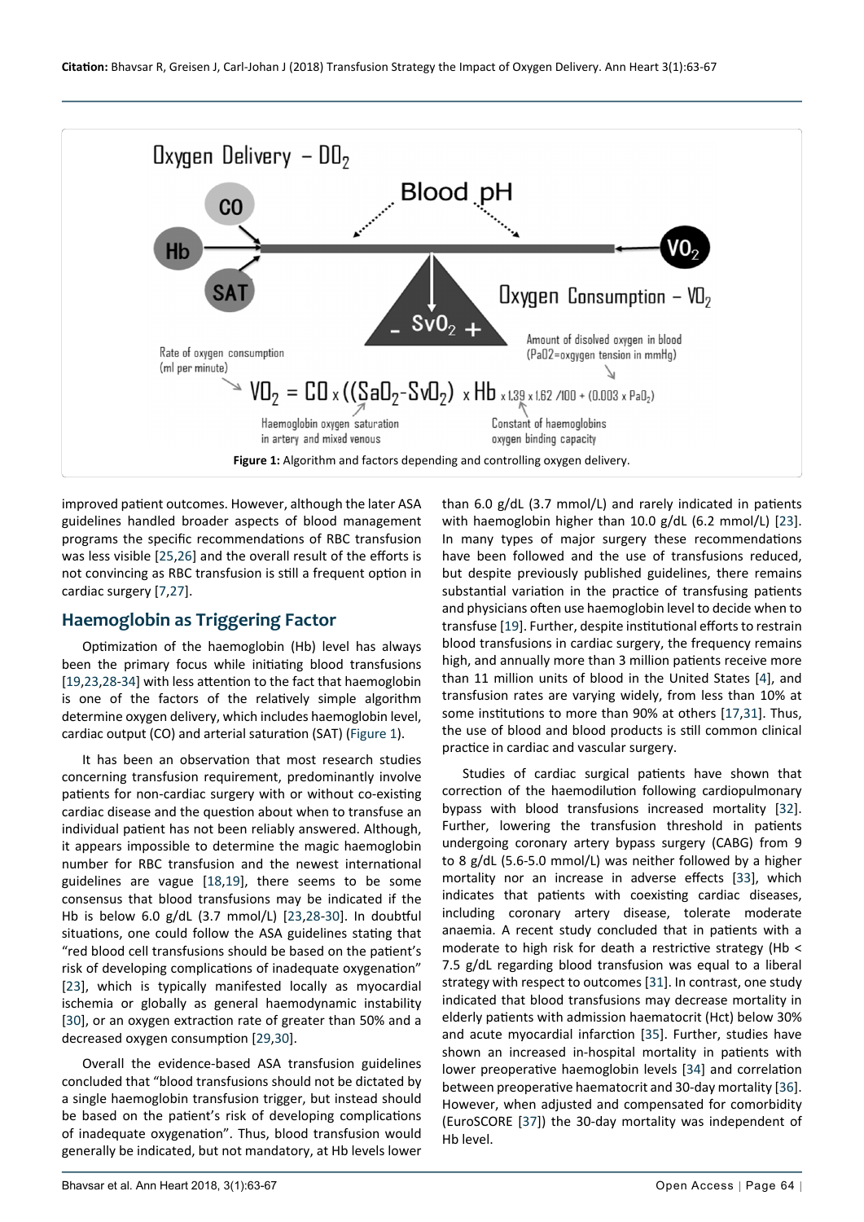Figure 1: Algorithm and factors depending and controlling oxygen delivery.

improved patient outcomes. However, although the later ASA guidelines handled broader aspects of blood management programs the specific recommendations of RBC transfusion was less visible [25,26] and the overall result of the efforts is not convincing as RBC transfusion is still a frequent option in cardiac surgery [7,27].

## Haemoglobin as Triggering Factor

Optimization of the haemoglobin (Hb) level has always been the primary focus while initiating blood transfusions [19,23,28-34] with less attention to the fact that haemoglobin is one of the factors of the relatively simple algorithm determine oxygen delivery, which includes haemoglobin level, cardiac output (CO) and arterial saturation (SAT) (Figure 1).

It has been an observation that most research studies concerning transfusion requirement, predominantly involve patients for non-cardiac surgery with or without co-existing cardiac disease and the question about when to transfuse an individual patient has not been reliably answered. Although, it appears impossible to determine the magic haemoglobin number for RBC transfusion and the newest international guidelines are vague [18,19], there seems to be some consensus that blood transfusions may be indicated if the Hb is below 6.0 g/dL (3.7 mmol/L) [23,28-30]. In doubtful situations, one could follow the ASA guidelines stating that "red blood cell transfusions should be based on the patient's risk of developing complications of inadequate oxygenation" [23], which is typically manifested locally as myocardial ischemia or globally as general haemodynamic instability [30], or an oxygen extraction rate of greater than 50% and a decreased oxygen consumption [29,30].

Overall the evidence-based ASA transfusion guidelines concluded that "blood transfusions should not be dictated by a single haemoglobin transfusion trigger, but instead should be based on the patient's risk of developing complications of inadequate oxygenation". Thus, blood transfusion would generally be indicated, but not mandatory, at Hb levels lower than 6.0 g/dL (3.7 mmol/L) and rarely indicated in patients with haemoglobin higher than 10.0 g/dL (6.2 mmol/L) [23]. In many types of major surgery these recommendations have been followed and the use of transfusions reduced, but despite previously published guidelines, there remains substantial variation in the practice of transfusing patients and physicians often use haemoglobin level to decide when to transfuse [19]. Further, despite institutional efforts to restrain blood transfusions in cardiac surgery, the frequency remains high, and annually more than 3 million patients receive more than 11 million units of blood in the United States [4], and transfusion rates are varying widely, from less than 10% at some institutions to more than 90% at others [17,31]. Thus, the use of blood and blood products is still common clinical practice in cardiac and vascular surgery.

Studies of cardiac surgical patients have shown that correction of the haemodilution following cardiopulmonary bypass with blood transfusions increased mortality [32]. Further, lowering the transfusion threshold in patients undergoing coronary artery bypass surgery (CABG) from 9 to 8 g/dL (5.6-5.0 mmol/L) was neither followed by a higher mortality nor an increase in adverse effects [33], which indicates that patients with coexisting cardiac diseases, including coronary artery disease, tolerate moderate anaemia. A recent study concluded that in patients with a moderate to high risk for death a restrictive strategy (Hb < 7.5 g/dL regarding blood transfusion was equal to a liberal strategy with respect to outcomes [31]. In contrast, one study indicated that blood transfusions may decrease mortality in elderly patients with admission haematocrit (Hct) below 30% and acute myocardial infarction [35]. Further, studies have shown an increased in-hospital mortality in patients with lower preoperative haemoglobin levels [34] and correlation between preoperative haematocrit and 30-day mortality [36]. However, when adjusted and compensated for comorbidity (EuroSCORE [37]) the 30-day mortality was independent of Hb level.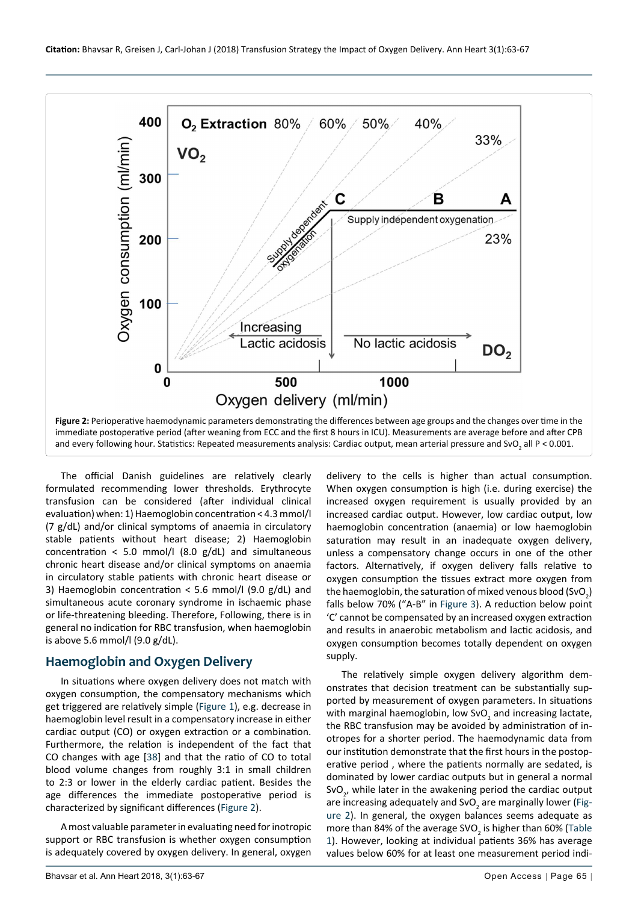Figure 2: Perioperative haemodynamic parameters demonstrating the differences between age groups and the changes over time in the immediate postoperative period (after weaning from ECC and the first 8 hours in ICU). Measurements are average before and after CPB and every following hour. Statistics: Repeated measurements analysis: Cardiac output, mean arterial pressure and $SvO_2$ all P < 0.001.

The official Danish guidelines are relatively clearly formulated recommending lower thresholds. Erythrocyte transfusion can be considered (after individual clinical evaluation) when: 1) Haemoglobin concentration < 4.3 mmol/l (7 g/dL) and/or clinical symptoms of anaemia in circulatory stable patients without heart disease; 2) Haemoglobin concentration < 5.0 mmol/l (8.0 g/dL) and simultaneous chronic heart disease and/or clinical symptoms on anaemia in circulatory stable patients with chronic heart disease or 3) Haemoglobin concentration < 5.6 mmol/l (9.0 g/dL) and simultaneous acute coronary syndrome in ischaemic phase or life-threatening bleeding. Therefore, Following, there is in general no indication for RBC transfusion, when haemoglobin is above 5.6 mmol/l (9.0 g/dL).

## Haemoglobin and Oxygen Delivery

In situations where oxygen delivery does not match with oxygen consumption, the compensatory mechanisms which get triggered are relatively simple (Figure 1), e.g. decrease in haemoglobin level result in a compensatory increase in either cardiac output (CO) or oxygen extraction or a combination. Furthermore, the relation is independent of the fact that CO changes with age [38] and that the ratio of CO to total blood volume changes from roughly 3:1 in small children to 2:3 or lower in the elderly cardiac patient. Besides the age differences the immediate postoperative period is characterized by significant differences (Figure 2).

A most valuable parameter in evaluating need for inotropic support or RBC transfusion is whether oxygen consumption is adequately covered by oxygen delivery. In general, oxygen delivery to the cells is higher than actual consumption. When oxygen consumption is high (i.e. during exercise) the increased oxygen requirement is usually provided by an increased cardiac output. However, low cardiac output, low haemoglobin concentration (anaemia) or low haemoglobin saturation may result in an inadequate oxygen delivery, unless a compensatory change occurs in one of the other factors. Alternatively, if oxygen delivery falls relative to oxygen consumption the tissues extract more oxygen from the haemoglobin, the saturation of mixed venous blood ($SvO_2$) falls below 70% ("A-B" in Figure 3). A reduction below point 'C' cannot be compensated by an increased oxygen extraction and results in anaerobic metabolism and lactic acidosis, and oxygen consumption becomes totally dependent on oxygen supply.

The relatively simple oxygen delivery algorithm demonstrates that decision treatment can be substantially supported by measurement of oxygen parameters. In situations with marginal haemoglobin, low $SvO_2$ and increasing lactate, the RBC transfusion may be avoided by administration of inotropes for a shorter period. The haemodynamic data from our institution demonstrate that the first hours in the postoperative period , where the patients normally are sedated, is dominated by lower cardiac outputs but in general a normal $SvO_2$, while later in the awakening period the cardiac output are increasing adequately and $SvO_2$ are marginally lower (Figure 2). In general, the oxygen balances seems adequate as more than 84% of the average $SVO_2$ is higher than 60% (Table 1). However, looking at individual patients 36% has average values below 60% for at least one measurement period indi-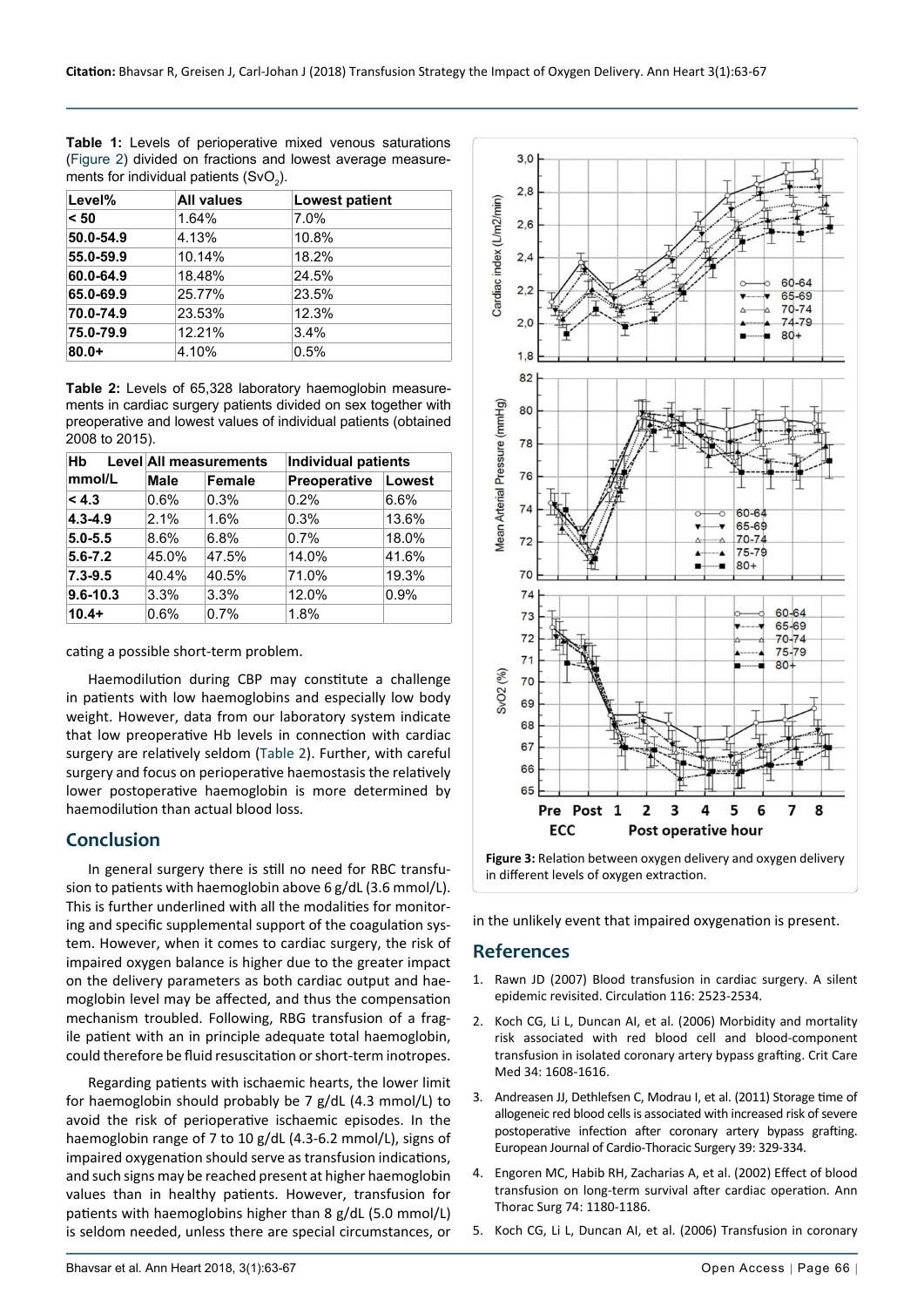**Table 1:** Levels of perioperative mixed venous saturations (Figure 2) divided on fractions and lowest average measurements for individual patients ($SvO_2$).

| Level% | All values | Lowest patient |
|---|---|---|
| < 50 | 1.64% | 7.0% |
| 50.0-54.9 | 4.13% | 10.8% |
| 55.0-59.9 | 10.14% | 18.2% |
| 60.0-64.9 | 18.48% | 24.5% |
| 65.0-69.9 | 25.77% | 23.5% |
| 70.0-74.9 | 23.53% | 12.3% |
| 75.0-79.9 | 12.21% | 3.4% |
| 80.0+ | 4.10% | 0.5% |

**Table 2:** Levels of 65,328 laboratory haemoglobin measurements in cardiac surgery patients divided on sex together with preoperative and lowest values of individual patients (obtained 2008 to 2015).

| Hb Level mmol/L | All measurements | | Individual patients | |
|---|---|---|---|---|
| | Male | Female | Preoperative | Lowest |
| < 4.3 | 0.6% | 0.3% | 0.2% | 6.6% |
| 4.3-4.9 | 2.1% | 1.6% | 0.3% | 13.6% |
| 5.0-5.5 | 8.6% | 6.8% | 0.7% | 18.0% |
| 5.6-7.2 | 45.0% | 47.5% | 14.0% | 41.6% |
| 7.3-9.5 | 40.4% | 40.5% | 71.0% | 19.3% |
| 9.6-10.3 | 3.3% | 3.3% | 12.0% | 0.9% |
| 10.4+ | 0.6% | 0.7% | 1.8% | |

cating a possible short-term problem.

Haemodilution during CBP may constitute a challenge in patients with low haemoglobins and especially low body weight. However, data from our laboratory system indicate that low preoperative Hb levels in connection with cardiac surgery are relatively seldom (Table 2). Further, with careful surgery and focus on perioperative haemostasis the relatively lower postoperative haemoglobin is more determined by haemodilution than actual blood loss.

## Conclusion

In general surgery there is still no need for RBC transfusion to patients with haemoglobin above 6 g/dL (3.6 mmol/L). This is further underlined with all the modalities for monitoring and specific supplemental support of the coagulation system. However, when it comes to cardiac surgery, the risk of impaired oxygen balance is higher due to the greater impact on the delivery parameters as both cardiac output and haemoglobin level may be affected, and thus the compensation mechanism troubled. Following, RBG transfusion of a fragile patient with an in principle adequate total haemoglobin, could therefore be fluid resuscitation or short-term inotropes.

Regarding patients with ischaemic hearts, the lower limit for haemoglobin should probably be 7 g/dL (4.3 mmol/L) to avoid the risk of perioperative ischaemic episodes. In the haemoglobin range of 7 to 10 g/dL (4.3-6.2 mmol/L), signs of impaired oxygenation should serve as transfusion indications, and such signs may be reached present at higher haemoglobin values than in healthy patients. However, transfusion for patients with haemoglobins higher than 8 g/dL (5.0 mmol/L) is seldom needed, unless there are special circumstances, or in the unlikely event that impaired oxygenation is present.

**Figure 3:** Relation between oxygen delivery and oxygen delivery in different levels of oxygen extraction.

## References

1. Rawn JD (2007) Blood transfusion in cardiac surgery. A silent epidemic revisited. Circulation 116: 2523-2534.
2. Koch CG, Li L, Duncan AI, et al. (2006) Morbidity and mortality risk associated with red blood cell and blood-component transfusion in isolated coronary artery bypass grafting. Crit Care Med 34: 1608-1616.
3. Andreasen JJ, Dethlefsen C, Modrau I, et al. (2011) Storage time of allogeneic red blood cells is associated with increased risk of severe postoperative infection after coronary artery bypass grafting. European Journal of Cardio-Thoracic Surgery 39: 329-334.
4. Engoren MC, Habib RH, Zacharias A, et al. (2002) Effect of blood transfusion on long-term survival after cardiac operation. Ann Thorac Surg 74: 1180-1186.
5. Koch CG, Li L, Duncan AI, et al. (2006) Transfusion in coronary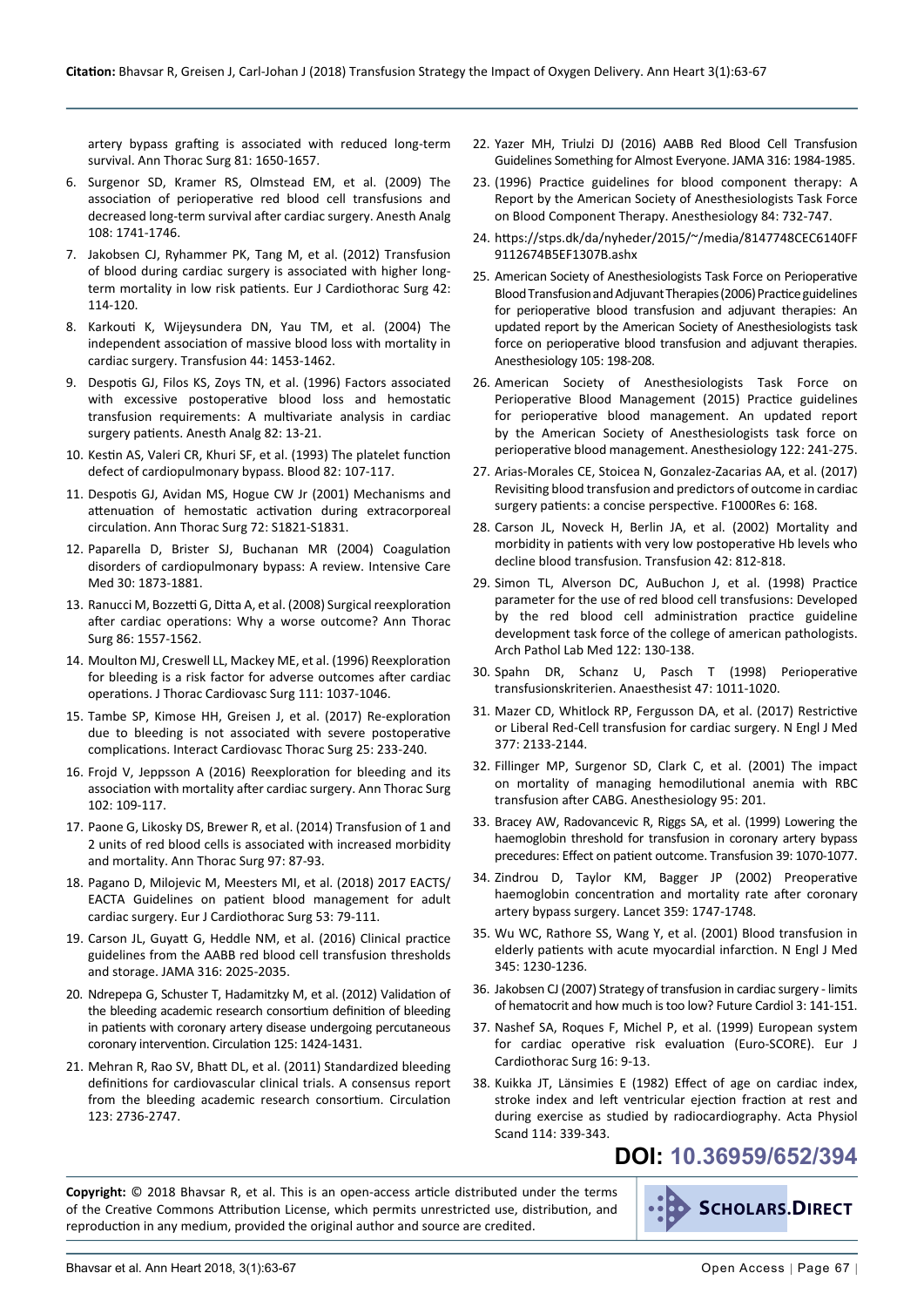artery bypass grafting is associated with reduced long-term survival. Ann Thorac Surg 81: 1650-1657.

6. Surgenor SD, Kramer RS, Olmstead EM, et al. (2009) The association of perioperative red blood cell transfusions and decreased long-term survival after cardiac surgery. Anesth Analg 108: 1741-1746.
7. Jakobsen CJ, Ryhammer PK, Tang M, et al. (2012) Transfusion of blood during cardiac surgery is associated with higher long-term mortality in low risk patients. Eur J Cardiothorac Surg 42: 114-120.
8. Karkouti K, Wijeysundera DN, Yau TM, et al. (2004) The independent association of massive blood loss with mortality in cardiac surgery. Transfusion 44: 1453-1462.
9. Despotis GJ, Filos KS, Zoys TN, et al. (1996) Factors associated with excessive postoperative blood loss and hemostatic transfusion requirements: A multivariate analysis in cardiac surgery patients. Anesth Analg 82: 13-21.
10. Kestin AS, Valeri CR, Khuri SF, et al. (1993) The platelet function defect of cardiopulmonary bypass. Blood 82: 107-117.
11. Despotis GJ, Avidan MS, Hogue CW Jr (2001) Mechanisms and attenuation of hemostatic activation during extracorporeal circulation. Ann Thorac Surg 72: S1821-S1831.
12. Paparella D, Brister SJ, Buchanan MR (2004) Coagulation disorders of cardiopulmonary bypass: A review. Intensive Care Med 30: 1873-1881.
13. Ranucci M, Bozzetti G, Ditta A, et al. (2008) Surgical reexploration after cardiac operations: Why a worse outcome? Ann Thorac Surg 86: 1557-1562.
14. Moulton MJ, Creswell LL, Mackey ME, et al. (1996) Reexploration for bleeding is a risk factor for adverse outcomes after cardiac operations. J Thorac Cardiovasc Surg 111: 1037-1046.
15. Tambe SP, Kimose HH, Greisen J, et al. (2017) Re-exploration due to bleeding is not associated with severe postoperative complications. Interact Cardiovasc Thorac Surg 25: 233-240.
16. Frojd V, Jeppsson A (2016) Reexploration for bleeding and its association with mortality after cardiac surgery. Ann Thorac Surg 102: 109-117.
17. Paone G, Likosky DS, Brewer R, et al. (2014) Transfusion of 1 and 2 units of red blood cells is associated with increased morbidity and mortality. Ann Thorac Surg 97: 87-93.
18. Pagano D, Milojevic M, Meesters MI, et al. (2018) 2017 EACTS/EACTA Guidelines on patient blood management for adult cardiac surgery. Eur J Cardiothorac Surg 53: 79-111.
19. Carson JL, Guyatt G, Heddle NM, et al. (2016) Clinical practice guidelines from the AABB red blood cell transfusion thresholds and storage. JAMA 316: 2025-2035.
20. Ndrepepa G, Schuster T, Hadamitzky M, et al. (2012) Validation of the bleeding academic research consortium definition of bleeding in patients with coronary artery disease undergoing percutaneous coronary intervention. Circulation 125: 1424-1431.
21. Mehran R, Rao SV, Bhatt DL, et al. (2011) Standardized bleeding definitions for cardiovascular clinical trials. A consensus report from the bleeding academic research consortium. Circulation 123: 2736-2747.
22. Yazer MH, Triulzi DJ (2016) AABB Red Blood Cell Transfusion Guidelines Something for Almost Everyone. JAMA 316: 1984-1985.
23. (1996) Practice guidelines for blood component therapy: A Report by the American Society of Anesthesiologists Task Force on Blood Component Therapy. Anesthesiology 84: 732-747.
24. https://stps.dk/da/nyheder/2015/~/media/8147748CEC6140FF9112674B5EF1307B.ashx
25. American Society of Anesthesiologists Task Force on Perioperative Blood Transfusion and Adjuvant Therapies (2006) Practice guidelines for perioperative blood transfusion and adjuvant therapies: An updated report by the American Society of Anesthesiologists task force on perioperative blood transfusion and adjuvant therapies. Anesthesiology 105: 198-208.
26. American Society of Anesthesiologists Task Force on Perioperative Blood Management (2015) Practice guidelines for perioperative blood management. An updated report by the American Society of Anesthesiologists task force on perioperative blood management. Anesthesiology 122: 241-275.
27. Arias-Morales CE, Stoicea N, Gonzalez-Zacarias AA, et al. (2017) Revisiting blood transfusion and predictors of outcome in cardiac surgery patients: a concise perspective. F1000Res 6: 168.
28. Carson JL, Noveck H, Berlin JA, et al. (2002) Mortality and morbidity in patients with very low postoperative Hb levels who decline blood transfusion. Transfusion 42: 812-818.
29. Simon TL, Alverson DC, AuBuchon J, et al. (1998) Practice parameter for the use of red blood cell transfusions: Developed by the red blood cell administration practice guideline development task force of the college of american pathologists. Arch Pathol Lab Med 122: 130-138.
30. Spahn DR, Schanz U, Pasch T (1998) Perioperative transfusionskriterien. Anaesthesist 47: 1011-1020.
31. Mazer CD, Whitlock RP, Fergusson DA, et al. (2017) Restrictive or Liberal Red-Cell transfusion for cardiac surgery. N Engl J Med 377: 2133-2144.
32. Fillinger MP, Surgenor SD, Clark C, et al. (2001) The impact on mortality of managing hemodilutional anemia with RBC transfusion after CABG. Anesthesiology 95: 201.
33. Bracey AW, Radovancevic R, Riggs SA, et al. (1999) Lowering the haemoglobin threshold for transfusion in coronary artery bypass precedures: Effect on patient outcome. Transfusion 39: 1070-1077.
34. Zindrou D, Taylor KM, Bagger JP (2002) Preoperative haemoglobin concentration and mortality rate after coronary artery bypass surgery. Lancet 359: 1747-1748.
35. Wu WC, Rathore SS, Wang Y, et al. (2001) Blood transfusion in elderly patients with acute myocardial infarction. N Engl J Med 345: 1230-1236.
36. Jakobsen CJ (2007) Strategy of transfusion in cardiac surgery - limits of hematocrit and how much is too low? Future Cardiol 3: 141-151.
37. Nashef SA, Roques F, Michel P, et al. (1999) European system for cardiac operative risk evaluation (Euro-SCORE). Eur J Cardiothorac Surg 16: 9-13.
38. Kuikka JT, Länsimies E (1982) Effect of age on cardiac index, stroke index and left ventricular ejection fraction at rest and during exercise as studied by radiocardiography. Acta Physiol Scand 114: 339-343.

**DOI: 10.36959/652/394**

**Copyright:** © 2018 Bhavsar R, et al. This is an open-access article distributed under the terms of the Creative Commons Attribution License, which permits unrestricted use, distribution, and reproduction in any medium, provided the original author and source are credited.